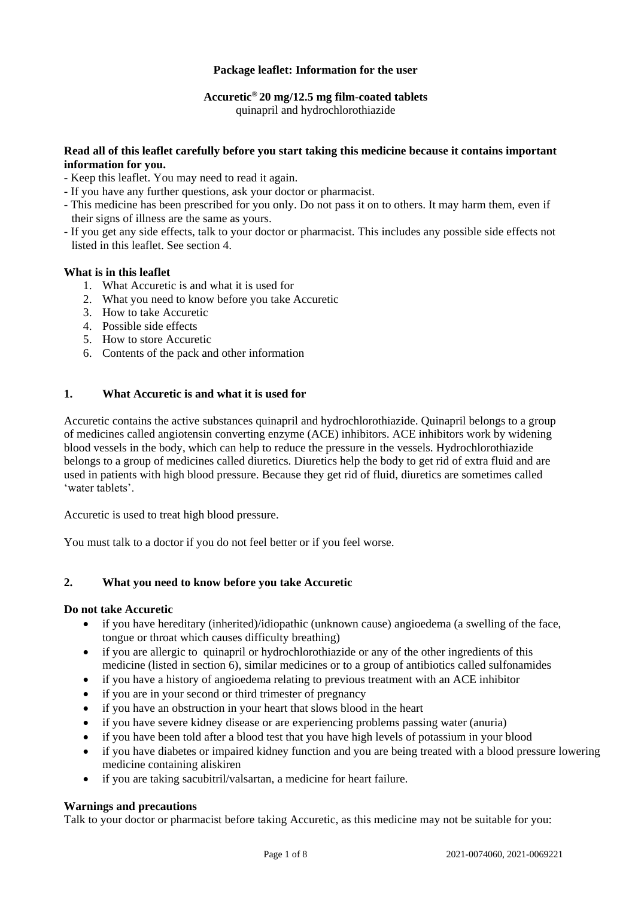# Package leaflet: Information for the user

**Accuretic® 20 mg/12.5 mg film-coated tablets**
quinapril and hydrochlorothiazide

**Read all of this leaflet carefully before you start taking this medicine because it contains important information for you.**

- Keep this leaflet. You may need to read it again.
- If you have any further questions, ask your doctor or pharmacist.
- This medicine has been prescribed for you only. Do not pass it on to others. It may harm them, even if their signs of illness are the same as yours.
- If you get any side effects, talk to your doctor or pharmacist. This includes any possible side effects not listed in this leaflet. See section 4.

**What is in this leaflet**

1. What Accuretic is and what it is used for
2. What you need to know before you take Accuretic
3. How to take Accuretic
4. Possible side effects
5. How to store Accuretic
6. Contents of the pack and other information

## 1. What Accuretic is and what it is used for

Accuretic contains the active substances quinapril and hydrochlorothiazide. Quinapril belongs to a group of medicines called angiotensin converting enzyme (ACE) inhibitors. ACE inhibitors work by widening blood vessels in the body, which can help to reduce the pressure in the vessels. Hydrochlorothiazide belongs to a group of medicines called diuretics. Diuretics help the body to get rid of extra fluid and are used in patients with high blood pressure. Because they get rid of fluid, diuretics are sometimes called 'water tablets'.

Accuretic is used to treat high blood pressure.

You must talk to a doctor if you do not feel better or if you feel worse.

## 2. What you need to know before you take Accuretic

**Do not take Accuretic**

- if you have hereditary (inherited)/idiopathic (unknown cause) angioedema (a swelling of the face, tongue or throat which causes difficulty breathing)
- if you are allergic to quinapril or hydrochlorothiazide or any of the other ingredients of this medicine (listed in section 6), similar medicines or to a group of antibiotics called sulfonamides
- if you have a history of angioedema relating to previous treatment with an ACE inhibitor
- if you are in your second or third trimester of pregnancy
- if you have an obstruction in your heart that slows blood in the heart
- if you have severe kidney disease or are experiencing problems passing water (anuria)
- if you have been told after a blood test that you have high levels of potassium in your blood
- if you have diabetes or impaired kidney function and you are being treated with a blood pressure lowering medicine containing aliskiren
- if you are taking sacubitril/valsartan, a medicine for heart failure.

**Warnings and precautions**

Talk to your doctor or pharmacist before taking Accuretic, as this medicine may not be suitable for you: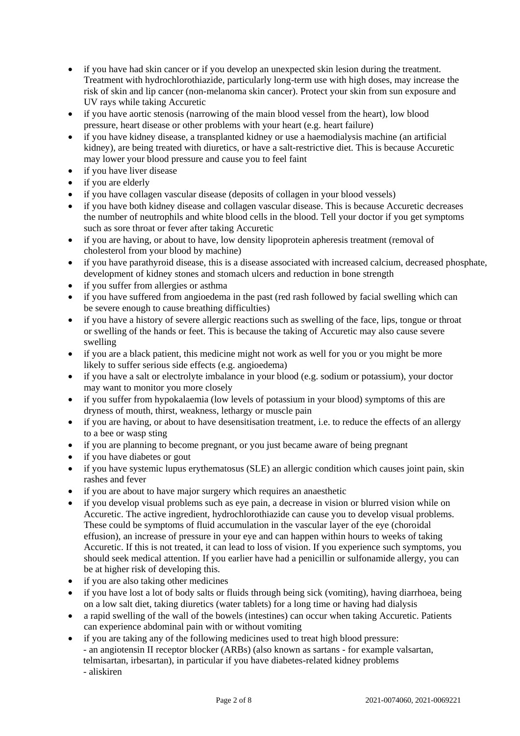- if you have had skin cancer or if you develop an unexpected skin lesion during the treatment. Treatment with hydrochlorothiazide, particularly long-term use with high doses, may increase the risk of skin and lip cancer (non-melanoma skin cancer). Protect your skin from sun exposure and UV rays while taking Accuretic
- if you have aortic stenosis (narrowing of the main blood vessel from the heart), low blood pressure, heart disease or other problems with your heart (e.g. heart failure)
- if you have kidney disease, a transplanted kidney or use a haemodialysis machine (an artificial kidney), are being treated with diuretics, or have a salt-restrictive diet. This is because Accuretic may lower your blood pressure and cause you to feel faint
- if you have liver disease
- if you are elderly
- if you have collagen vascular disease (deposits of collagen in your blood vessels)
- if you have both kidney disease and collagen vascular disease. This is because Accuretic decreases the number of neutrophils and white blood cells in the blood. Tell your doctor if you get symptoms such as sore throat or fever after taking Accuretic
- if you are having, or about to have, low density lipoprotein apheresis treatment (removal of cholesterol from your blood by machine)
- if you have parathyroid disease, this is a disease associated with increased calcium, decreased phosphate, development of kidney stones and stomach ulcers and reduction in bone strength
- if you suffer from allergies or asthma
- if you have suffered from angioedema in the past (red rash followed by facial swelling which can be severe enough to cause breathing difficulties)
- if you have a history of severe allergic reactions such as swelling of the face, lips, tongue or throat or swelling of the hands or feet. This is because the taking of Accuretic may also cause severe swelling
- if you are a black patient, this medicine might not work as well for you or you might be more likely to suffer serious side effects (e.g. angioedema)
- if you have a salt or electrolyte imbalance in your blood (e.g. sodium or potassium), your doctor may want to monitor you more closely
- if you suffer from hypokalaemia (low levels of potassium in your blood) symptoms of this are dryness of mouth, thirst, weakness, lethargy or muscle pain
- if you are having, or about to have desensitisation treatment, i.e. to reduce the effects of an allergy to a bee or wasp sting
- if you are planning to become pregnant, or you just became aware of being pregnant
- if you have diabetes or gout
- if you have systemic lupus erythematosus (SLE) an allergic condition which causes joint pain, skin rashes and fever
- if you are about to have major surgery which requires an anaesthetic
- if you develop visual problems such as eye pain, a decrease in vision or blurred vision while on Accuretic. The active ingredient, hydrochlorothiazide can cause you to develop visual problems. These could be symptoms of fluid accumulation in the vascular layer of the eye (choroidal effusion), an increase of pressure in your eye and can happen within hours to weeks of taking Accuretic. If this is not treated, it can lead to loss of vision. If you experience such symptoms, you should seek medical attention. If you earlier have had a penicillin or sulfonamide allergy, you can be at higher risk of developing this.
- if you are also taking other medicines
- if you have lost a lot of body salts or fluids through being sick (vomiting), having diarrhoea, being on a low salt diet, taking diuretics (water tablets) for a long time or having had dialysis
- a rapid swelling of the wall of the bowels (intestines) can occur when taking Accuretic. Patients can experience abdominal pain with or without vomiting
- if you are taking any of the following medicines used to treat high blood pressure:
  - an angiotensin II receptor blocker (ARBs) (also known as sartans - for example valsartan, telmisartan, irbesartan), in particular if you have diabetes-related kidney problems
  - aliskiren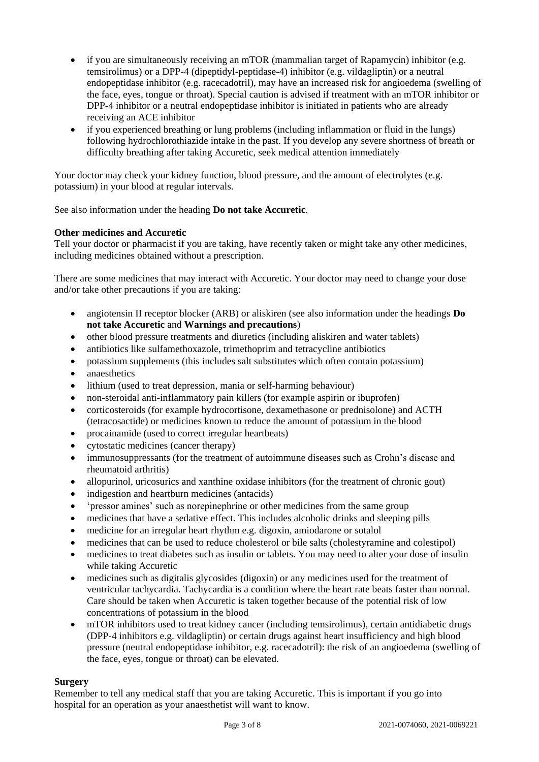- if you are simultaneously receiving an mTOR (mammalian target of Rapamycin) inhibitor (e.g. temsirolimus) or a DPP-4 (dipeptidyl-peptidase-4) inhibitor (e.g. vildagliptin) or a neutral endopeptidase inhibitor (e.g. racecadotril), may have an increased risk for angioedema (swelling of the face, eyes, tongue or throat). Special caution is advised if treatment with an mTOR inhibitor or DPP-4 inhibitor or a neutral endopeptidase inhibitor is initiated in patients who are already receiving an ACE inhibitor
- if you experienced breathing or lung problems (including inflammation or fluid in the lungs) following hydrochlorothiazide intake in the past. If you develop any severe shortness of breath or difficulty breathing after taking Accuretic, seek medical attention immediately

Your doctor may check your kidney function, blood pressure, and the amount of electrolytes (e.g. potassium) in your blood at regular intervals.

See also information under the heading **Do not take Accuretic**.

**Other medicines and Accuretic**

Tell your doctor or pharmacist if you are taking, have recently taken or might take any other medicines, including medicines obtained without a prescription.

There are some medicines that may interact with Accuretic. Your doctor may need to change your dose and/or take other precautions if you are taking:

- angiotensin II receptor blocker (ARB) or aliskiren (see also information under the headings **Do not take Accuretic** and **Warnings and precautions**)
- other blood pressure treatments and diuretics (including aliskiren and water tablets)
- antibiotics like sulfamethoxazole, trimethoprim and tetracycline antibiotics
- potassium supplements (this includes salt substitutes which often contain potassium)
- anaesthetics
- lithium (used to treat depression, mania or self-harming behaviour)
- non-steroidal anti-inflammatory pain killers (for example aspirin or ibuprofen)
- corticosteroids (for example hydrocortisone, dexamethasone or prednisolone) and ACTH (tetracosactide) or medicines known to reduce the amount of potassium in the blood
- procainamide (used to correct irregular heartbeats)
- cytostatic medicines (cancer therapy)
- immunosuppressants (for the treatment of autoimmune diseases such as Crohn's disease and rheumatoid arthritis)
- allopurinol, uricosurics and xanthine oxidase inhibitors (for the treatment of chronic gout)
- indigestion and heartburn medicines (antacids)
- 'pressor amines' such as norepinephrine or other medicines from the same group
- medicines that have a sedative effect. This includes alcoholic drinks and sleeping pills
- medicine for an irregular heart rhythm e.g. digoxin, amiodarone or sotalol
- medicines that can be used to reduce cholesterol or bile salts (cholestyramine and colestipol)
- medicines to treat diabetes such as insulin or tablets. You may need to alter your dose of insulin while taking Accuretic
- medicines such as digitalis glycosides (digoxin) or any medicines used for the treatment of ventricular tachycardia. Tachycardia is a condition where the heart rate beats faster than normal. Care should be taken when Accuretic is taken together because of the potential risk of low concentrations of potassium in the blood
- mTOR inhibitors used to treat kidney cancer (including temsirolimus), certain antidiabetic drugs (DPP-4 inhibitors e.g. vildagliptin) or certain drugs against heart insufficiency and high blood pressure (neutral endopeptidase inhibitor, e.g. racecadotril): the risk of an angioedema (swelling of the face, eyes, tongue or throat) can be elevated.

**Surgery**

Remember to tell any medical staff that you are taking Accuretic. This is important if you go into hospital for an operation as your anaesthetist will want to know.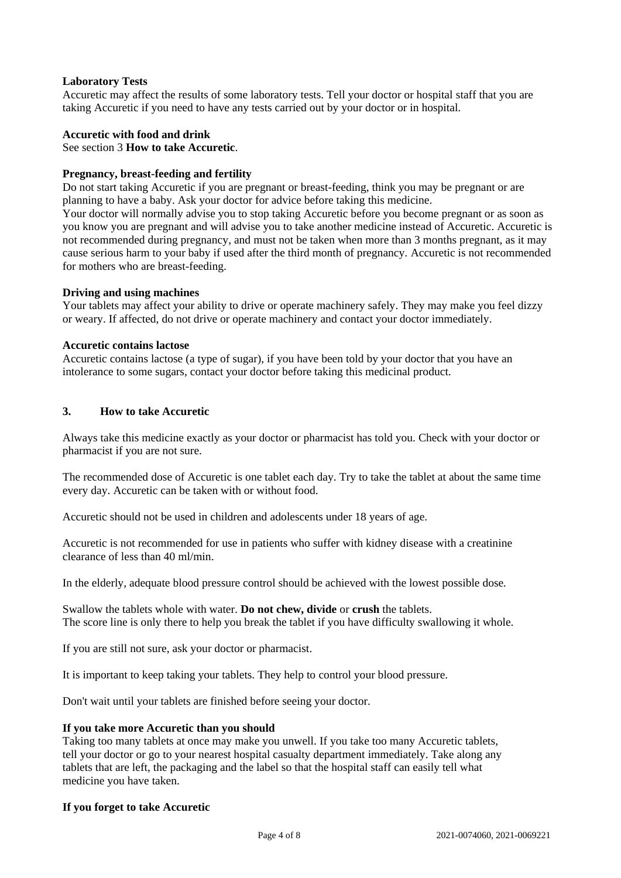**Laboratory Tests**
Accuretic may affect the results of some laboratory tests. Tell your doctor or hospital staff that you are taking Accuretic if you need to have any tests carried out by your doctor or in hospital.

**Accuretic with food and drink**
See section 3 **How to take Accuretic**.

**Pregnancy, breast-feeding and fertility**
Do not start taking Accuretic if you are pregnant or breast-feeding, think you may be pregnant or are planning to have a baby. Ask your doctor for advice before taking this medicine.
Your doctor will normally advise you to stop taking Accuretic before you become pregnant or as soon as you know you are pregnant and will advise you to take another medicine instead of Accuretic. Accuretic is not recommended during pregnancy, and must not be taken when more than 3 months pregnant, as it may cause serious harm to your baby if used after the third month of pregnancy. Accuretic is not recommended for mothers who are breast-feeding.

**Driving and using machines**
Your tablets may affect your ability to drive or operate machinery safely. They may make you feel dizzy or weary. If affected, do not drive or operate machinery and contact your doctor immediately.

**Accuretic contains lactose**
Accuretic contains lactose (a type of sugar), if you have been told by your doctor that you have an intolerance to some sugars, contact your doctor before taking this medicinal product.

## 3. How to take Accuretic

Always take this medicine exactly as your doctor or pharmacist has told you. Check with your doctor or pharmacist if you are not sure.

The recommended dose of Accuretic is one tablet each day. Try to take the tablet at about the same time every day. Accuretic can be taken with or without food.

Accuretic should not be used in children and adolescents under 18 years of age.

Accuretic is not recommended for use in patients who suffer with kidney disease with a creatinine clearance of less than 40 ml/min.

In the elderly, adequate blood pressure control should be achieved with the lowest possible dose.

Swallow the tablets whole with water. **Do not chew, divide** or **crush** the tablets.
The score line is only there to help you break the tablet if you have difficulty swallowing it whole.

If you are still not sure, ask your doctor or pharmacist.

It is important to keep taking your tablets. They help to control your blood pressure.

Don't wait until your tablets are finished before seeing your doctor.

**If you take more Accuretic than you should**
Taking too many tablets at once may make you unwell. If you take too many Accuretic tablets, tell your doctor or go to your nearest hospital casualty department immediately. Take along any tablets that are left, the packaging and the label so that the hospital staff can easily tell what medicine you have taken.

**If you forget to take Accuretic**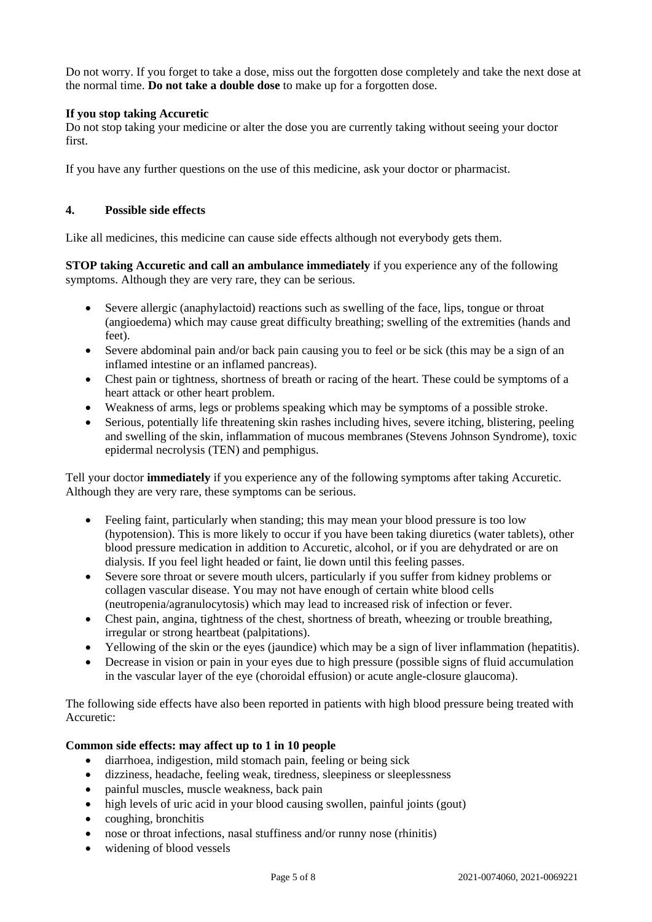Do not worry. If you forget to take a dose, miss out the forgotten dose completely and take the next dose at the normal time. **Do not take a double dose** to make up for a forgotten dose.

**If you stop taking Accuretic**

Do not stop taking your medicine or alter the dose you are currently taking without seeing your doctor first.

If you have any further questions on the use of this medicine, ask your doctor or pharmacist.

## 4. Possible side effects

Like all medicines, this medicine can cause side effects although not everybody gets them.

**STOP taking Accuretic and call an ambulance immediately** if you experience any of the following symptoms. Although they are very rare, they can be serious.

- Severe allergic (anaphylactoid) reactions such as swelling of the face, lips, tongue or throat (angioedema) which may cause great difficulty breathing; swelling of the extremities (hands and feet).
- Severe abdominal pain and/or back pain causing you to feel or be sick (this may be a sign of an inflamed intestine or an inflamed pancreas).
- Chest pain or tightness, shortness of breath or racing of the heart. These could be symptoms of a heart attack or other heart problem.
- Weakness of arms, legs or problems speaking which may be symptoms of a possible stroke.
- Serious, potentially life threatening skin rashes including hives, severe itching, blistering, peeling and swelling of the skin, inflammation of mucous membranes (Stevens Johnson Syndrome), toxic epidermal necrolysis (TEN) and pemphigus.

Tell your doctor **immediately** if you experience any of the following symptoms after taking Accuretic. Although they are very rare, these symptoms can be serious.

- Feeling faint, particularly when standing; this may mean your blood pressure is too low (hypotension). This is more likely to occur if you have been taking diuretics (water tablets), other blood pressure medication in addition to Accuretic, alcohol, or if you are dehydrated or are on dialysis. If you feel light headed or faint, lie down until this feeling passes.
- Severe sore throat or severe mouth ulcers, particularly if you suffer from kidney problems or collagen vascular disease. You may not have enough of certain white blood cells (neutropenia/agranulocytosis) which may lead to increased risk of infection or fever.
- Chest pain, angina, tightness of the chest, shortness of breath, wheezing or trouble breathing, irregular or strong heartbeat (palpitations).
- Yellowing of the skin or the eyes (jaundice) which may be a sign of liver inflammation (hepatitis).
- Decrease in vision or pain in your eyes due to high pressure (possible signs of fluid accumulation in the vascular layer of the eye (choroidal effusion) or acute angle-closure glaucoma).

The following side effects have also been reported in patients with high blood pressure being treated with Accuretic:

**Common side effects: may affect up to 1 in 10 people**

- diarrhoea, indigestion, mild stomach pain, feeling or being sick
- dizziness, headache, feeling weak, tiredness, sleepiness or sleeplessness
- painful muscles, muscle weakness, back pain
- high levels of uric acid in your blood causing swollen, painful joints (gout)
- coughing, bronchitis
- nose or throat infections, nasal stuffiness and/or runny nose (rhinitis)
- widening of blood vessels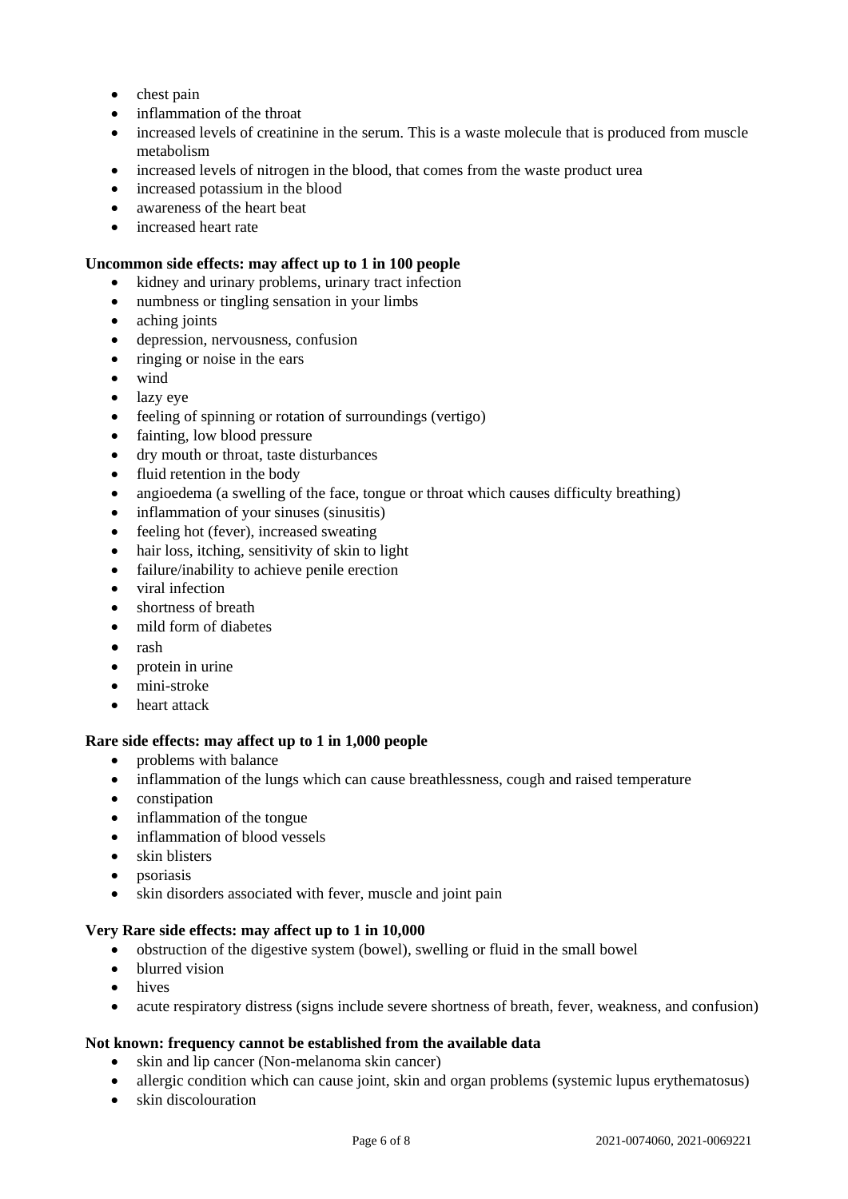- chest pain
- inflammation of the throat
- increased levels of creatinine in the serum. This is a waste molecule that is produced from muscle metabolism
- increased levels of nitrogen in the blood, that comes from the waste product urea
- increased potassium in the blood
- awareness of the heart beat
- increased heart rate

**Uncommon side effects: may affect up to 1 in 100 people**

- kidney and urinary problems, urinary tract infection
- numbness or tingling sensation in your limbs
- aching joints
- depression, nervousness, confusion
- ringing or noise in the ears
- wind
- lazy eye
- feeling of spinning or rotation of surroundings (vertigo)
- fainting, low blood pressure
- dry mouth or throat, taste disturbances
- fluid retention in the body
- angioedema (a swelling of the face, tongue or throat which causes difficulty breathing)
- inflammation of your sinuses (sinusitis)
- feeling hot (fever), increased sweating
- hair loss, itching, sensitivity of skin to light
- failure/inability to achieve penile erection
- viral infection
- shortness of breath
- mild form of diabetes
- rash
- protein in urine
- mini-stroke
- heart attack

**Rare side effects: may affect up to 1 in 1,000 people**

- problems with balance
- inflammation of the lungs which can cause breathlessness, cough and raised temperature
- constipation
- inflammation of the tongue
- inflammation of blood vessels
- skin blisters
- psoriasis
- skin disorders associated with fever, muscle and joint pain

**Very Rare side effects: may affect up to 1 in 10,000**

- obstruction of the digestive system (bowel), swelling or fluid in the small bowel
- blurred vision
- hives
- acute respiratory distress (signs include severe shortness of breath, fever, weakness, and confusion)

**Not known: frequency cannot be established from the available data**

- skin and lip cancer (Non-melanoma skin cancer)
- allergic condition which can cause joint, skin and organ problems (systemic lupus erythematosus)
- skin discolouration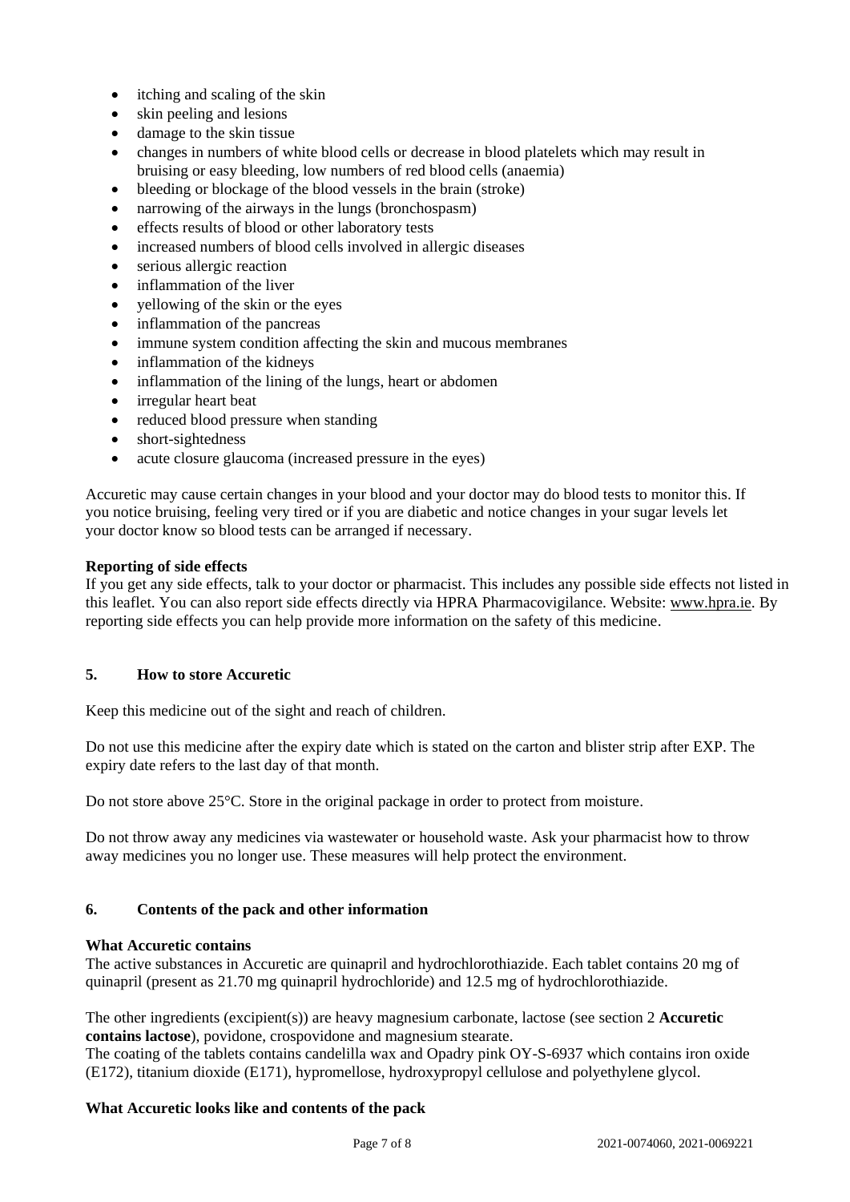- itching and scaling of the skin
- skin peeling and lesions
- damage to the skin tissue
- changes in numbers of white blood cells or decrease in blood platelets which may result in bruising or easy bleeding, low numbers of red blood cells (anaemia)
- bleeding or blockage of the blood vessels in the brain (stroke)
- narrowing of the airways in the lungs (bronchospasm)
- effects results of blood or other laboratory tests
- increased numbers of blood cells involved in allergic diseases
- serious allergic reaction
- inflammation of the liver
- yellowing of the skin or the eyes
- inflammation of the pancreas
- immune system condition affecting the skin and mucous membranes
- inflammation of the kidneys
- inflammation of the lining of the lungs, heart or abdomen
- irregular heart beat
- reduced blood pressure when standing
- short-sightedness
- acute closure glaucoma (increased pressure in the eyes)

Accuretic may cause certain changes in your blood and your doctor may do blood tests to monitor this. If you notice bruising, feeling very tired or if you are diabetic and notice changes in your sugar levels let your doctor know so blood tests can be arranged if necessary.

**Reporting of side effects**
If you get any side effects, talk to your doctor or pharmacist. This includes any possible side effects not listed in this leaflet. You can also report side effects directly via HPRA Pharmacovigilance. Website: www.hpra.ie. By reporting side effects you can help provide more information on the safety of this medicine.

## 5. How to store Accuretic

Keep this medicine out of the sight and reach of children.

Do not use this medicine after the expiry date which is stated on the carton and blister strip after EXP. The expiry date refers to the last day of that month.

Do not store above 25°C. Store in the original package in order to protect from moisture.

Do not throw away any medicines via wastewater or household waste. Ask your pharmacist how to throw away medicines you no longer use. These measures will help protect the environment.

## 6. Contents of the pack and other information

**What Accuretic contains**
The active substances in Accuretic are quinapril and hydrochlorothiazide. Each tablet contains 20 mg of quinapril (present as 21.70 mg quinapril hydrochloride) and 12.5 mg of hydrochlorothiazide.

The other ingredients (excipient(s)) are heavy magnesium carbonate, lactose (see section 2 **Accuretic contains lactose**), povidone, crospovidone and magnesium stearate.
The coating of the tablets contains candelilla wax and Opadry pink OY-S-6937 which contains iron oxide (E172), titanium dioxide (E171), hypromellose, hydroxypropyl cellulose and polyethylene glycol.

**What Accuretic looks like and contents of the pack**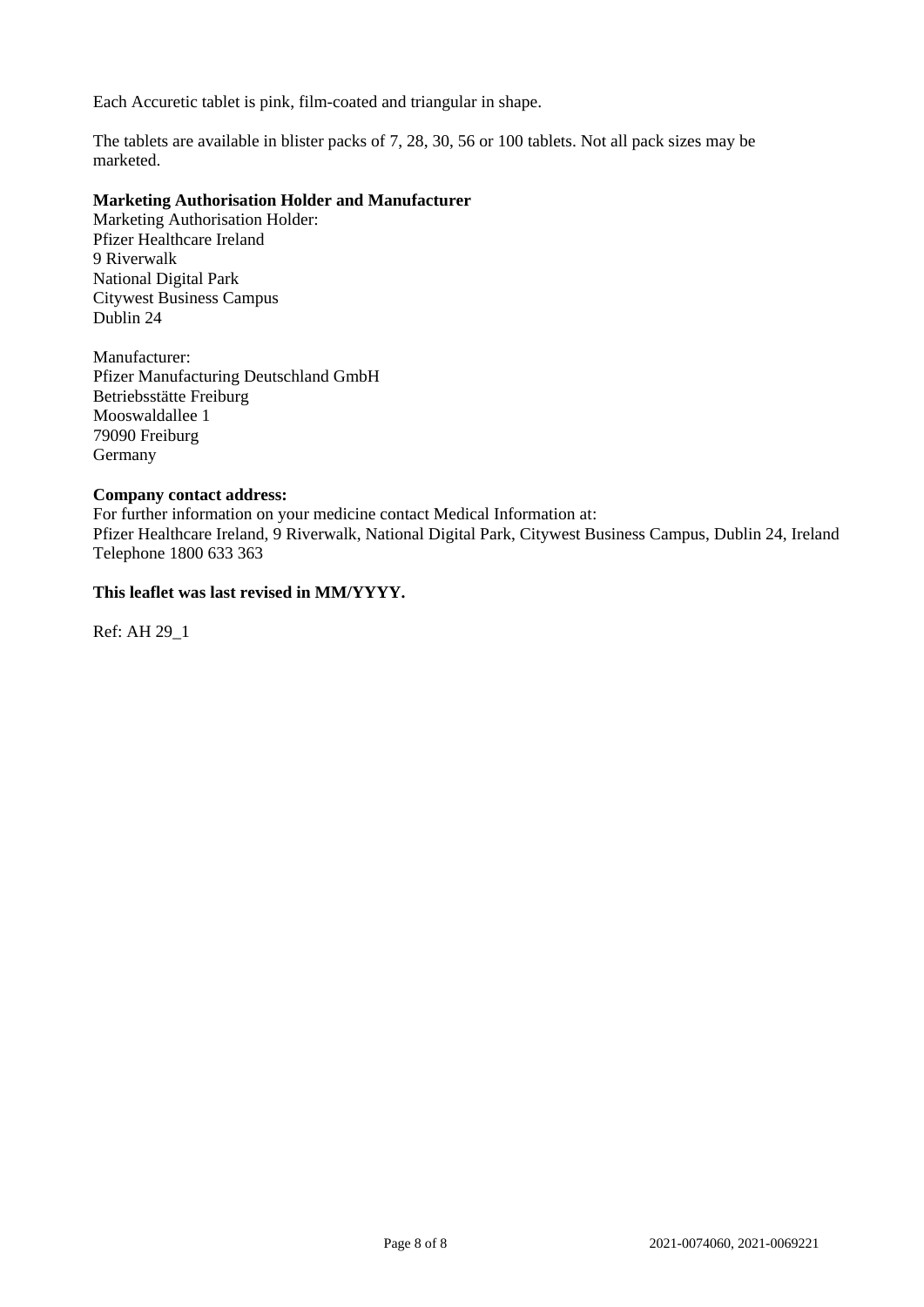Each Accuretic tablet is pink, film-coated and triangular in shape.

The tablets are available in blister packs of 7, 28, 30, 56 or 100 tablets. Not all pack sizes may be marketed.

**Marketing Authorisation Holder and Manufacturer**
Marketing Authorisation Holder:
Pfizer Healthcare Ireland
9 Riverwalk
National Digital Park
Citywest Business Campus
Dublin 24

Manufacturer:
Pfizer Manufacturing Deutschland GmbH
Betriebsstätte Freiburg
Mooswaldallee 1
79090 Freiburg
Germany

**Company contact address:**
For further information on your medicine contact Medical Information at:
Pfizer Healthcare Ireland, 9 Riverwalk, National Digital Park, Citywest Business Campus, Dublin 24, Ireland
Telephone 1800 633 363

**This leaflet was last revised in MM/YYYY.**

Ref: AH 29_1